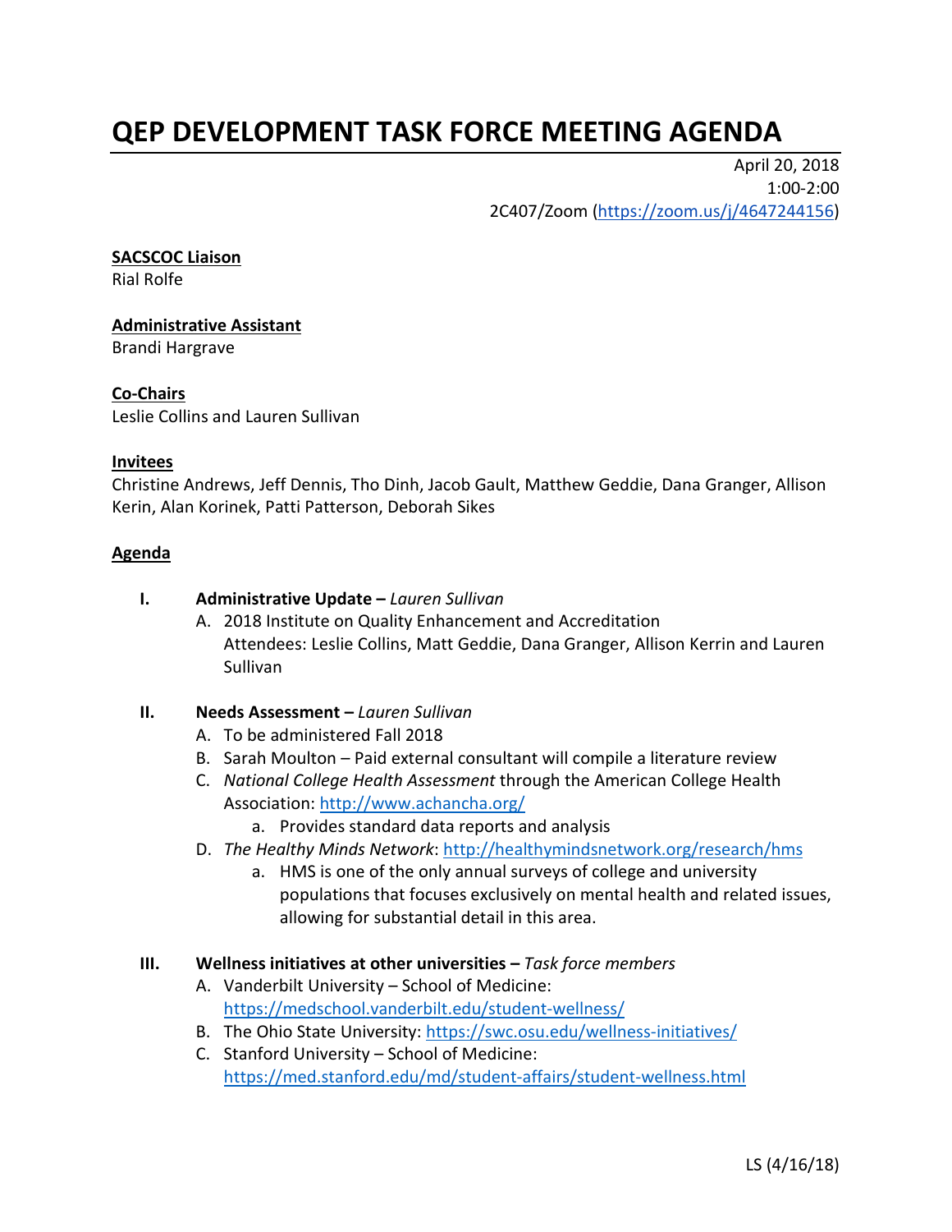# QEP DEVELOPMENT TASK FORCE MEETING AGENDA

April 20, 2018
1:00-2:00
2C407/Zoom (https://zoom.us/j/4647244156)

**SACSCOC Liaison**
Rial Rolfe

**Administrative Assistant**
Brandi Hargrave

**Co-Chairs**
Leslie Collins and Lauren Sullivan

**Invitees**
Christine Andrews, Jeff Dennis, Tho Dinh, Jacob Gault, Matthew Geddie, Dana Granger, Allison Kerin, Alan Korinek, Patti Patterson, Deborah Sikes

**Agenda**

I. **Administrative Update –** *Lauren Sullivan*
   A. 2018 Institute on Quality Enhancement and Accreditation
      Attendees: Leslie Collins, Matt Geddie, Dana Granger, Allison Kerrin and Lauren Sullivan

II. **Needs Assessment –** *Lauren Sullivan*
   A. To be administered Fall 2018
   B. Sarah Moulton – Paid external consultant will compile a literature review
   C. *National College Health Assessment* through the American College Health Association: http://www.achancha.org/
      a. Provides standard data reports and analysis
   D. *The Healthy Minds Network*: http://healthymindsnetwork.org/research/hms
      a. HMS is one of the only annual surveys of college and university populations that focuses exclusively on mental health and related issues, allowing for substantial detail in this area.

III. **Wellness initiatives at other universities –** *Task force members*
   A. Vanderbilt University – School of Medicine: https://medschool.vanderbilt.edu/student-wellness/
   B. The Ohio State University: https://swc.osu.edu/wellness-initiatives/
   C. Stanford University – School of Medicine: https://med.stanford.edu/md/student-affairs/student-wellness.html

LS (4/16/18)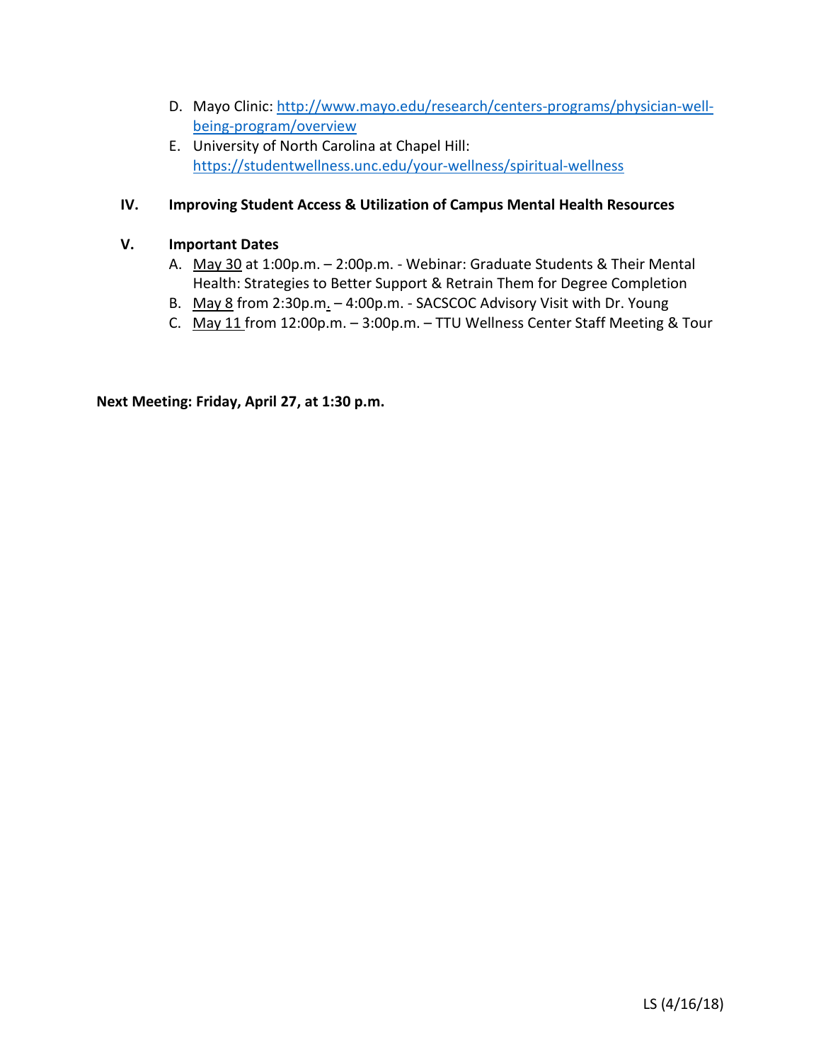D. Mayo Clinic: http://www.mayo.edu/research/centers-programs/physician-well-being-program/overview
E. University of North Carolina at Chapel Hill: https://studentwellness.unc.edu/your-wellness/spiritual-wellness

**IV. Improving Student Access & Utilization of Campus Mental Health Resources**

**V. Important Dates**

A. May 30 at 1:00p.m. – 2:00p.m. - Webinar: Graduate Students & Their Mental Health: Strategies to Better Support & Retrain Them for Degree Completion
B. May 8 from 2:30p.m. – 4:00p.m. - SACSCOC Advisory Visit with Dr. Young
C. May 11 from 12:00p.m. – 3:00p.m. – TTU Wellness Center Staff Meeting & Tour

**Next Meeting: Friday, April 27, at 1:30 p.m.**

LS (4/16/18)